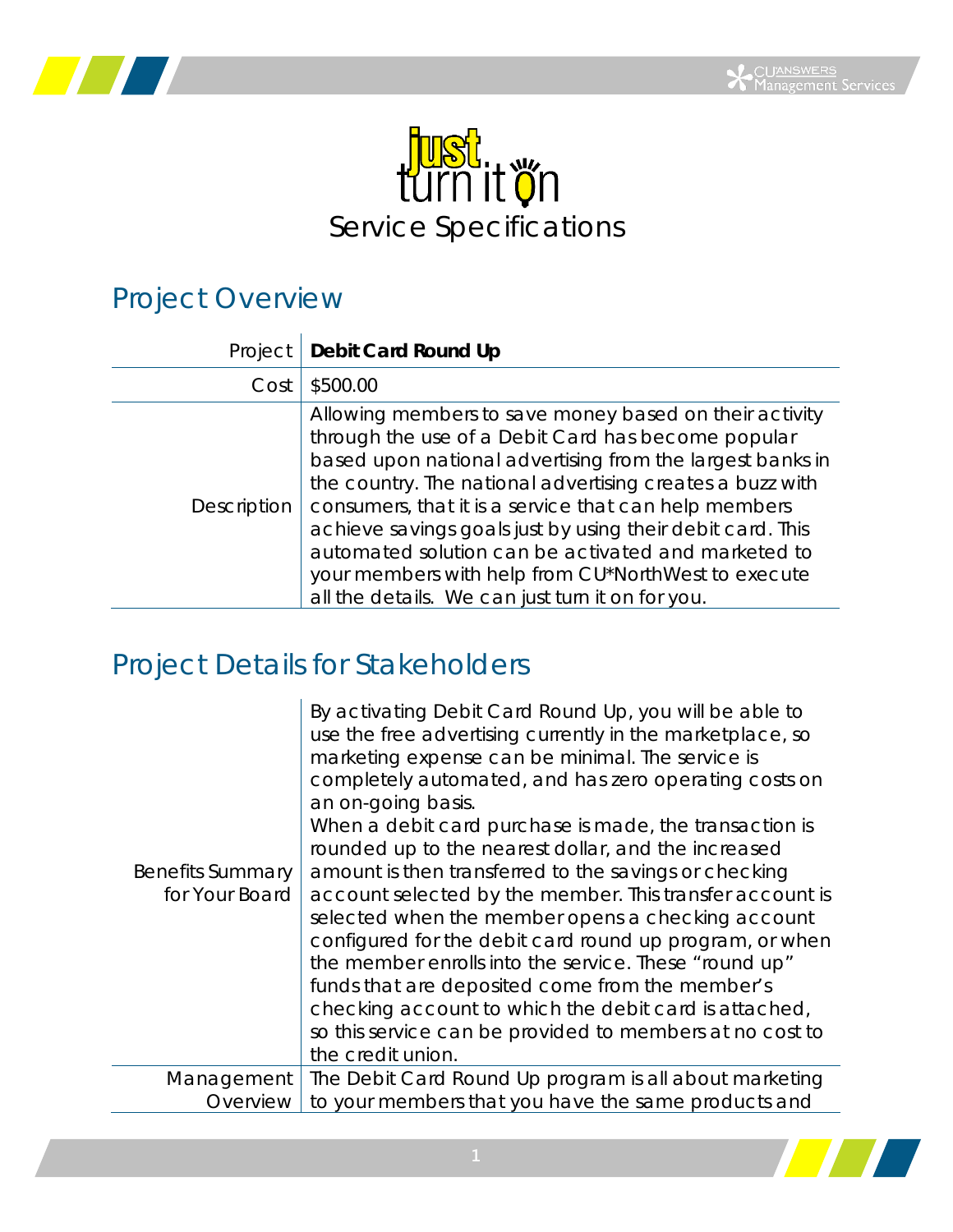# just turn it on

Service Specifications

## Project Overview

| | |
|---|---|
| Project | **Debit Card Round Up** |
| Cost | $500.00 |
| Description | Allowing members to save money based on their activity through the use of a Debit Card has become popular based upon national advertising from the largest banks in the country. The national advertising creates a buzz with consumers, that it is a service that can help members achieve savings goals just by using their debit card. This automated solution can be activated and marketed to your members with help from CU*NorthWest to execute all the details. We can just turn it on for you. |

## Project Details for Stakeholders

| | |
|---|---|
| Benefits Summary for Your Board | By activating Debit Card Round Up, you will be able to use the free advertising currently in the marketplace, so marketing expense can be minimal. The service is completely automated, and has zero operating costs on an on-going basis.<br>When a debit card purchase is made, the transaction is rounded up to the nearest dollar, and the increased amount is then transferred to the savings or checking account selected by the member. This transfer account is selected when the member opens a checking account configured for the debit card round up program, or when the member enrolls into the service. These "round up" funds that are deposited come from the member's checking account to which the debit card is attached, so this service can be provided to members at no cost to the credit union. |
| Management Overview | The Debit Card Round Up program is all about marketing to your members that you have the same products and |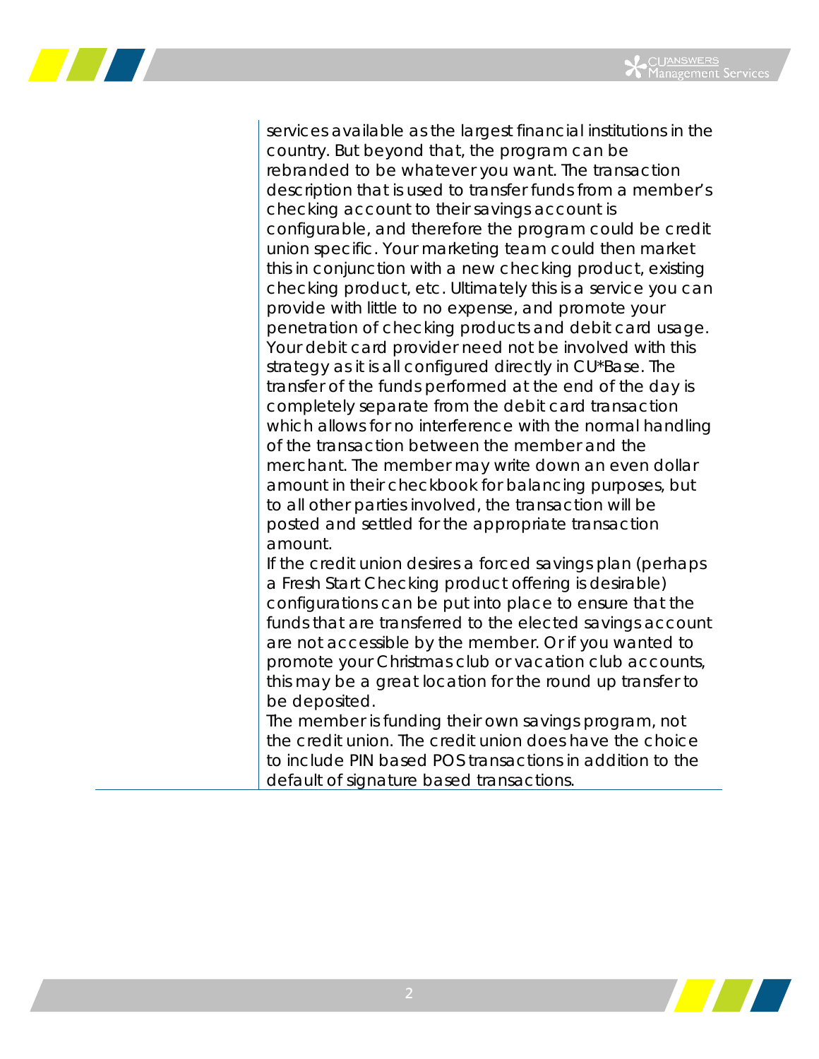services available as the largest financial institutions in the country. But beyond that, the program can be rebranded to be whatever you want. The transaction description that is used to transfer funds from a member's checking account to their savings account is configurable, and therefore the program could be credit union specific. Your marketing team could then market this in conjunction with a new checking product, existing checking product, etc. Ultimately this is a service you can provide with little to no expense, and promote your penetration of checking products and debit card usage. Your debit card provider need not be involved with this strategy as it is all configured directly in CU*Base. The transfer of the funds performed at the end of the day is completely separate from the debit card transaction which allows for no interference with the normal handling of the transaction between the member and the merchant. The member may write down an even dollar amount in their checkbook for balancing purposes, but to all other parties involved, the transaction will be posted and settled for the appropriate transaction amount.

If the credit union desires a forced savings plan (perhaps a Fresh Start Checking product offering is desirable) configurations can be put into place to ensure that the funds that are transferred to the elected savings account are not accessible by the member. Or if you wanted to promote your Christmas club or vacation club accounts, this may be a great location for the round up transfer to be deposited.

The member is funding their own savings program, not the credit union. The credit union does have the choice to include PIN based POS transactions in addition to the default of signature based transactions.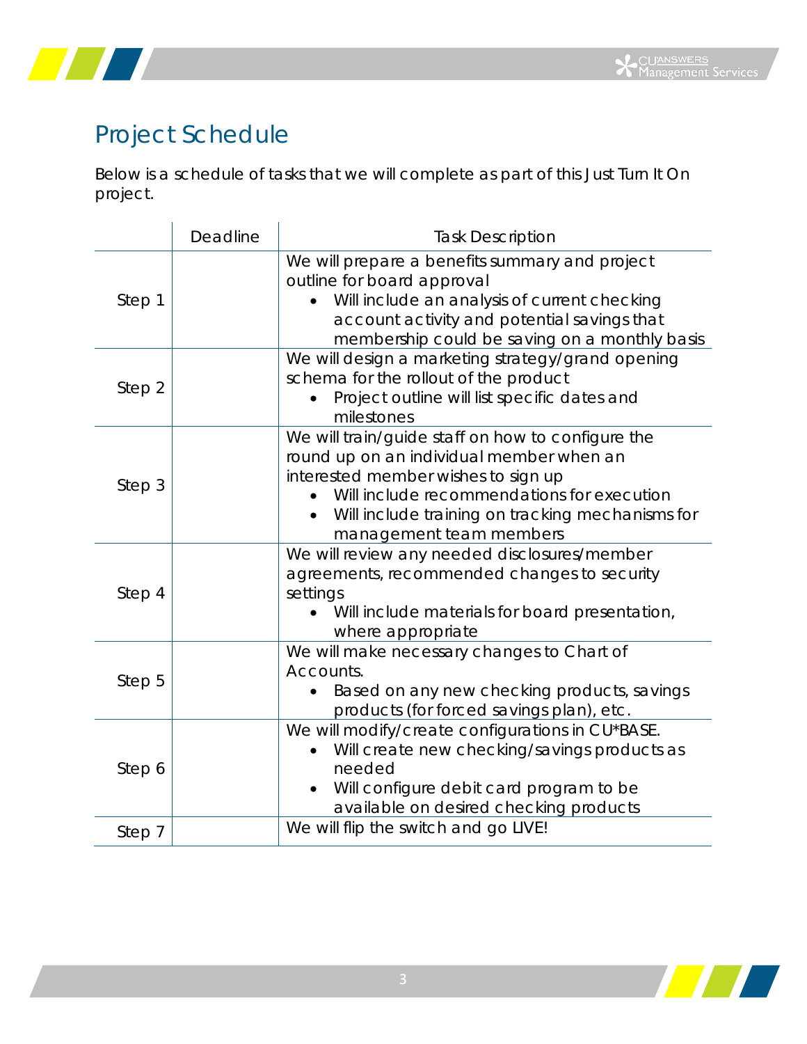# Project Schedule

Below is a schedule of tasks that we will complete as part of this Just Turn It On project.

| | Deadline | Task Description |
|---|---|---|
| Step 1 | | We will prepare a benefits summary and project outline for board approval<br>• Will include an analysis of current checking account activity and potential savings that membership could be saving on a monthly basis |
| Step 2 | | We will design a marketing strategy/grand opening schema for the rollout of the product<br>• Project outline will list specific dates and milestones |
| Step 3 | | We will train/guide staff on how to configure the round up on an individual member when an interested member wishes to sign up<br>• Will include recommendations for execution<br>• Will include training on tracking mechanisms for management team members |
| Step 4 | | We will review any needed disclosures/member agreements, recommended changes to security settings<br>• Will include materials for board presentation, where appropriate |
| Step 5 | | We will make necessary changes to Chart of Accounts.<br>• Based on any new checking products, savings products (for forced savings plan), etc. |
| Step 6 | | We will modify/create configurations in CU*BASE.<br>• Will create new checking/savings products as needed<br>• Will configure debit card program to be available on desired checking products |
| Step 7 | | We will flip the switch and go LIVE! |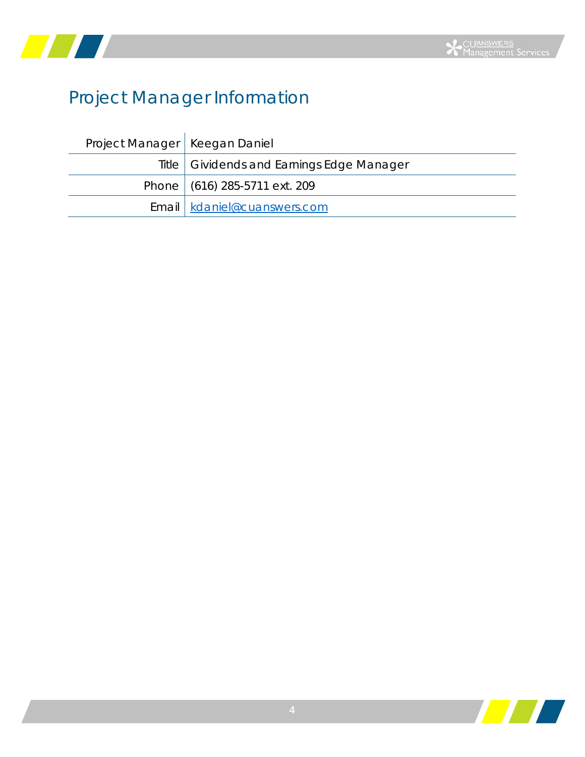# Project Manager Information

| | |
|---|---|
| Project Manager | Keegan Daniel |
| Title | Gividends and Earnings Edge Manager |
| Phone | (616) 285-5711 ext. 209 |
| Email | kdaniel@cuanswers.com |